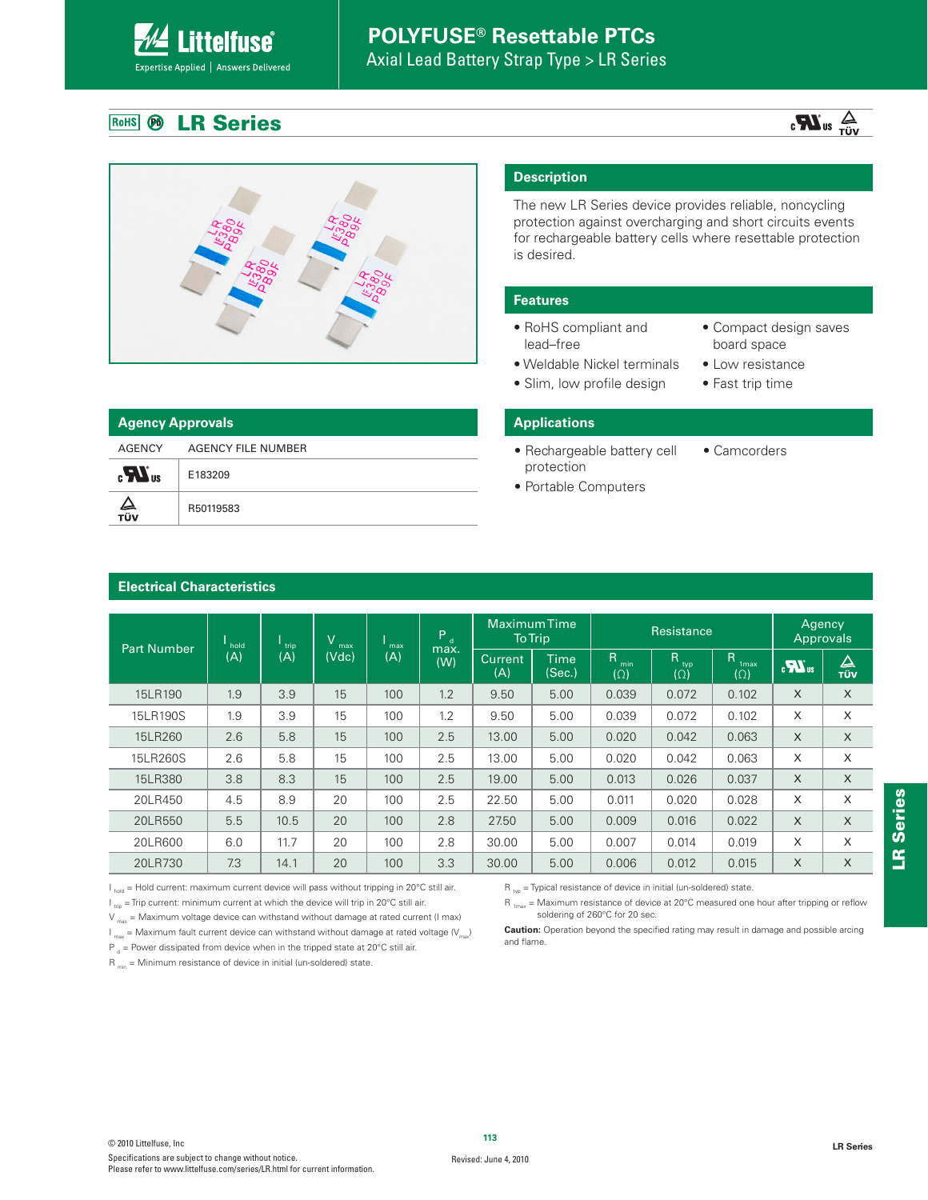# POLYFUSE® Resettable PTCs

Axial Lead Battery Strap Type > LR Series

## LR Series

### Description

The new LR Series device provides reliable, noncycling protection against overcharging and short circuits events for rechargeable battery cells where resettable protection is desired.

### Features

- RoHS compliant and lead–free
- Weldable Nickel terminals
- Slim, low profile design
- Compact design saves board space
- Low resistance
- Fast trip time

### Agency Approvals

| AGENCY | AGENCY FILE NUMBER |
|---|---|
| cULus | E183209 |
| TÜV | R50119583 |

### Applications

- Rechargeable battery cell protection
- Portable Computers
- Camcorders

### Electrical Characteristics

| Part Number | $I_{hold}$ (A) | $I_{trip}$ (A) | $V_{max}$ (Vdc) | $I_{max}$ (A) | $P_d$ max. (W) | Maximum Time To Trip | | Resistance | | | Agency Approvals | |
|---|---|---|---|---|---|---|---|---|---|---|---|---|
| | | | | | | Current (A) | Time (Sec.) | $R_{min}$ (Ω) | $R_{typ}$ (Ω) | $R_{1max}$ (Ω) | cULus | TÜV |
| 15LR190 | 1.9 | 3.9 | 15 | 100 | 1.2 | 9.50 | 5.00 | 0.039 | 0.072 | 0.102 | X | X |
| 15LR190S | 1.9 | 3.9 | 15 | 100 | 1.2 | 9.50 | 5.00 | 0.039 | 0.072 | 0.102 | X | X |
| 15LR260 | 2.6 | 5.8 | 15 | 100 | 2.5 | 13.00 | 5.00 | 0.020 | 0.042 | 0.063 | X | X |
| 15LR260S | 2.6 | 5.8 | 15 | 100 | 2.5 | 13.00 | 5.00 | 0.020 | 0.042 | 0.063 | X | X |
| 15LR380 | 3.8 | 8.3 | 15 | 100 | 2.5 | 19.00 | 5.00 | 0.013 | 0.026 | 0.037 | X | X |
| 20LR450 | 4.5 | 8.9 | 20 | 100 | 2.5 | 22.50 | 5.00 | 0.011 | 0.020 | 0.028 | X | X |
| 20LR550 | 5.5 | 10.5 | 20 | 100 | 2.8 | 27.50 | 5.00 | 0.009 | 0.016 | 0.022 | X | X |
| 20LR600 | 6.0 | 11.7 | 20 | 100 | 2.8 | 30.00 | 5.00 | 0.007 | 0.014 | 0.019 | X | X |
| 20LR730 | 7.3 | 14.1 | 20 | 100 | 3.3 | 30.00 | 5.00 | 0.006 | 0.012 | 0.015 | X | X |

$I_{hold}$ = Hold current: maximum current device will pass without tripping in 20°C still air.

$I_{trip}$ = Trip current: minimum current at which the device will trip in 20°C still air.

$V_{max}$ = Maximum voltage device can withstand without damage at rated current (I max)

$I_{max}$ = Maximum fault current device can withstand without damage at rated voltage ($V_{max}$)

$P_d$ = Power dissipated from device when in the tripped state at 20°C still air.

$R_{min}$ = Minimum resistance of device in initial (un-soldered) state.

$R_{typ}$ = Typical resistance of device in initial (un-soldered) state.

$R_{1max}$ = Maximum resistance of device at 20°C measured one hour after tripping or reflow soldering of 260°C for 20 sec.

**Caution:** Operation beyond the specified rating may result in damage and possible arcing and flame.

© 2010 Littelfuse, Inc

Specifications are subject to change without notice.
Please refer to www.littelfuse.com/series/LR.html for current information.

Revised: June 4, 2010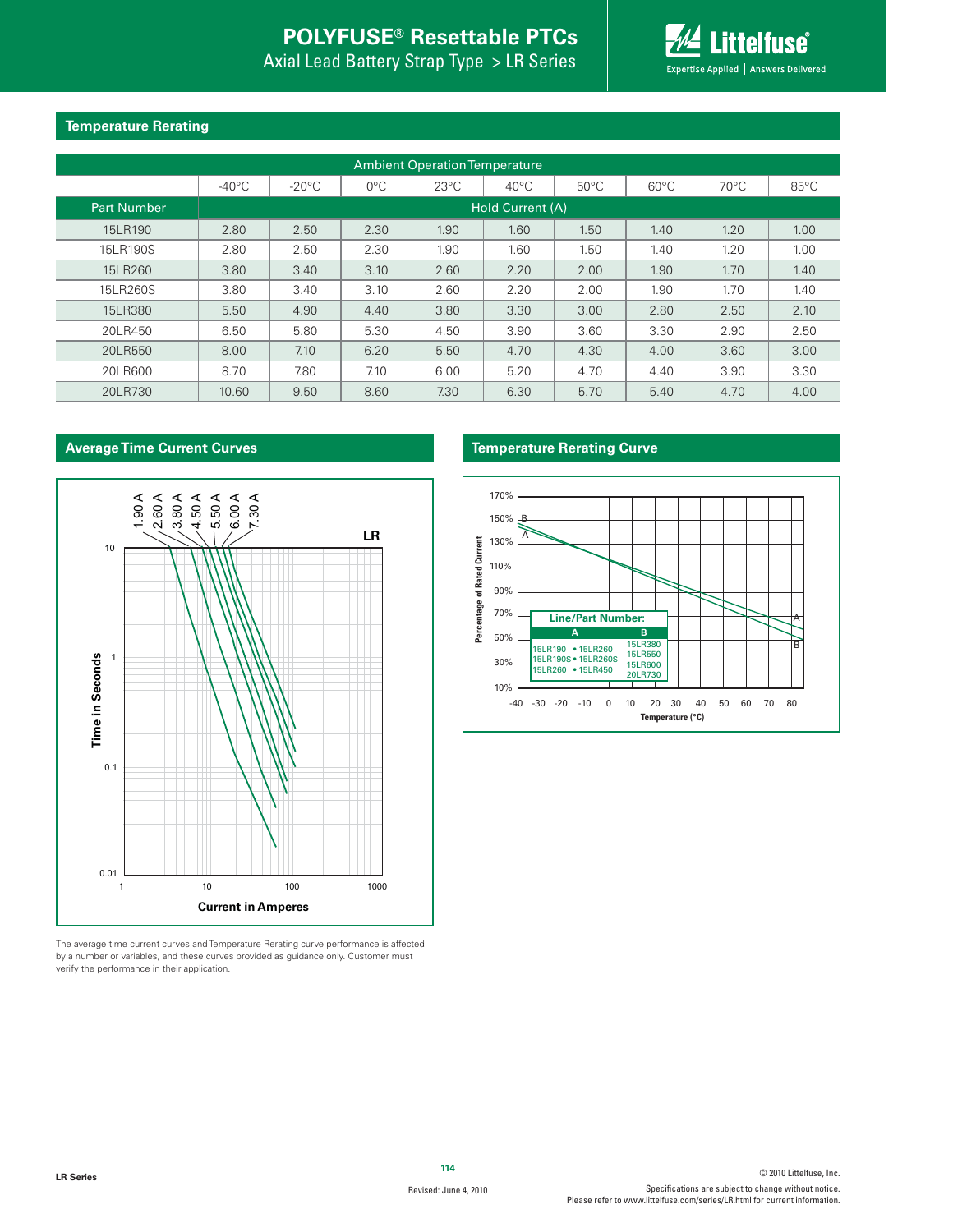## Temperature Rerating

| | Ambient Operation Temperature | | | | | | | | |
|---|---|---|---|---|---|---|---|---|---|
| | -40°C | -20°C | 0°C | 23°C | 40°C | 50°C | 60°C | 70°C | 85°C |
| Part Number | Hold Current (A) | | | | | | | | |
| 15LR190 | 2.80 | 2.50 | 2.30 | 1.90 | 1.60 | 1.50 | 1.40 | 1.20 | 1.00 |
| 15LR190S | 2.80 | 2.50 | 2.30 | 1.90 | 1.60 | 1.50 | 1.40 | 1.20 | 1.00 |
| 15LR260 | 3.80 | 3.40 | 3.10 | 2.60 | 2.20 | 2.00 | 1.90 | 1.70 | 1.40 |
| 15LR260S | 3.80 | 3.40 | 3.10 | 2.60 | 2.20 | 2.00 | 1.90 | 1.70 | 1.40 |
| 15LR380 | 5.50 | 4.90 | 4.40 | 3.80 | 3.30 | 3.00 | 2.80 | 2.50 | 2.10 |
| 20LR450 | 6.50 | 5.80 | 5.30 | 4.50 | 3.90 | 3.60 | 3.30 | 2.90 | 2.50 |
| 20LR550 | 8.00 | 7.10 | 6.20 | 5.50 | 4.70 | 4.30 | 4.00 | 3.60 | 3.00 |
| 20LR600 | 8.70 | 7.80 | 7.10 | 6.00 | 5.20 | 4.70 | 4.40 | 3.90 | 3.30 |
| 20LR730 | 10.60 | 9.50 | 8.60 | 7.30 | 6.30 | 5.70 | 5.40 | 4.70 | 4.00 |

## Average Time Current Curves

LR

1.90 A, 2.60 A, 3.80 A, 4.50 A, 5.50 A, 6.00 A, 7.30 A

Time in Seconds

Current in Amperes

## Temperature Rerating Curve

Percentage of Rated Current

Temperature (°C)

| Line/Part Number: | |
|---|---|
| A | B |
| 15LR190 • 15LR260<br>15LR190S • 15LR260S<br>15LR260 • 15LR450 | 15LR380<br>15LR550<br>15LR600<br>20LR730 |

The average time current curves and Temperature Rerating curve performance is affected by a number or variables, and these curves provided as guidance only. Customer must verify the performance in their application.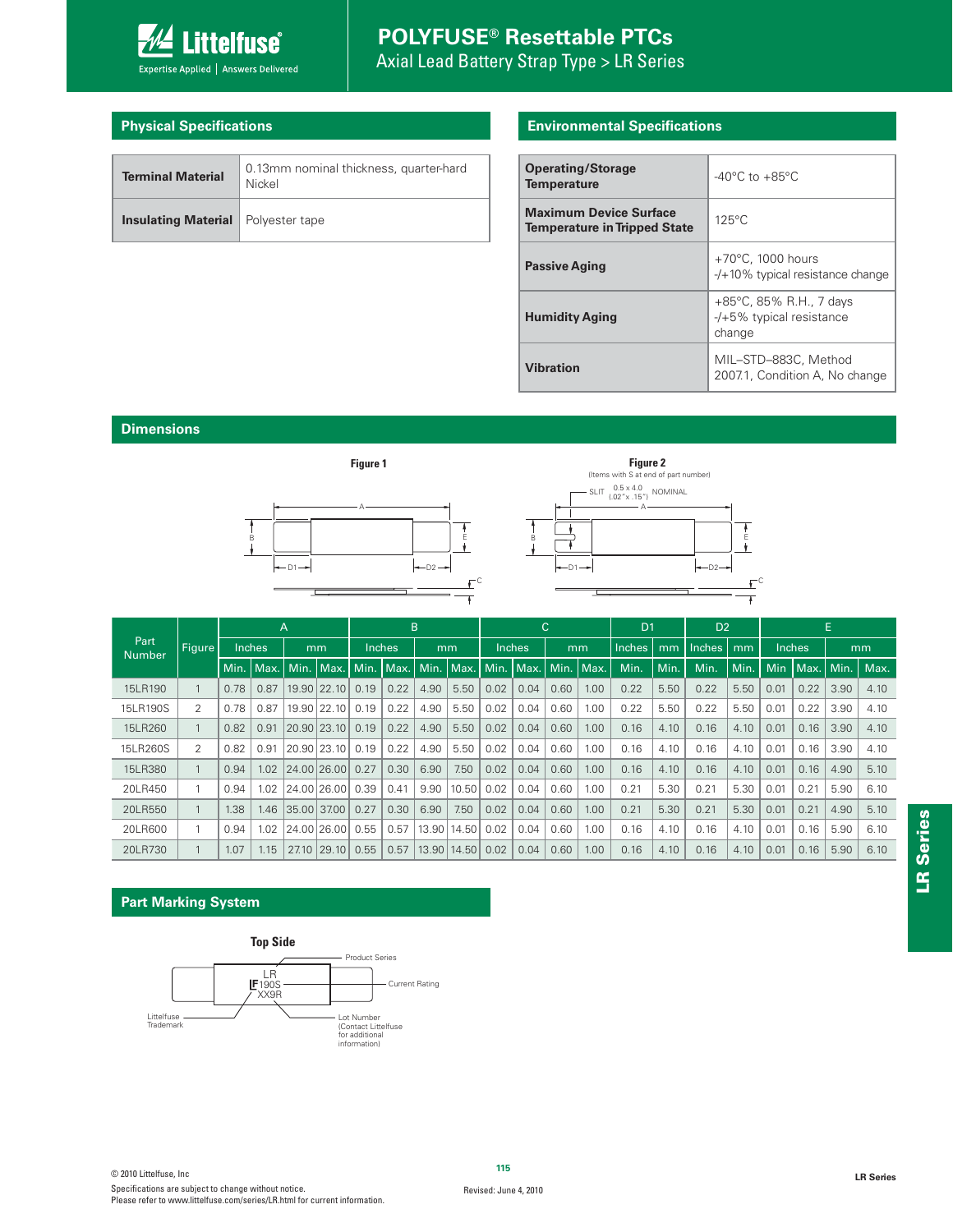# POLYFUSE® Resettable PTCs

Axial Lead Battery Strap Type > LR Series

## Physical Specifications

| | |
|---|---|
| **Terminal Material** | 0.13mm nominal thickness, quarter-hard Nickel |
| **Insulating Material** | Polyester tape |

## Environmental Specifications

| | |
|---|---|
| **Operating/Storage Temperature** | -40°C to +85°C |
| **Maximum Device Surface Temperature in Tripped State** | 125°C |
| **Passive Aging** | +70°C, 1000 hours -/+10% typical resistance change |
| **Humidity Aging** | +85°C, 85% R.H., 7 days -/+5% typical resistance change |
| **Vibration** | MIL–STD–883C, Method 2007.1, Condition A, No change |

## Dimensions

**Figure 1**

**Figure 2**
(Items with S at end of part number)

SLIT 0.5 x 4.0 (.02" x .15") NOMINAL

| Part Number | Figure | A | | | | B | | | | C | | | | D1 | | D2 | | E | | | |
|---|---|---|---|---|---|---|---|---|---|---|---|---|---|---|---|---|---|---|---|---|---|
| | | Inches | | mm | | Inches | | mm | | Inches | | mm | | Inches | mm | Inches | mm | Inches | | mm | |
| | | Min. | Max. | Min. | Max. | Min. | Max. | Min. | Max. | Min. | Max. | Min. | Max. | Min. | Min. | Min. | Min. | Min | Max. | Min. | Max. |
| 15LR190 | 1 | 0.78 | 0.87 | 19.90 | 22.10 | 0.19 | 0.22 | 4.90 | 5.50 | 0.02 | 0.04 | 0.60 | 1.00 | 0.22 | 5.50 | 0.22 | 5.50 | 0.01 | 0.22 | 3.90 | 4.10 |
| 15LR190S | 2 | 0.78 | 0.87 | 19.90 | 22.10 | 0.19 | 0.22 | 4.90 | 5.50 | 0.02 | 0.04 | 0.60 | 1.00 | 0.22 | 5.50 | 0.22 | 5.50 | 0.01 | 0.22 | 3.90 | 4.10 |
| 15LR260 | 1 | 0.82 | 0.91 | 20.90 | 23.10 | 0.19 | 0.22 | 4.90 | 5.50 | 0.02 | 0.04 | 0.60 | 1.00 | 0.16 | 4.10 | 0.16 | 4.10 | 0.01 | 0.16 | 3.90 | 4.10 |
| 15LR260S | 2 | 0.82 | 0.91 | 20.90 | 23.10 | 0.19 | 0.22 | 4.90 | 5.50 | 0.02 | 0.04 | 0.60 | 1.00 | 0.16 | 4.10 | 0.16 | 4.10 | 0.01 | 0.16 | 3.90 | 4.10 |
| 15LR380 | 1 | 0.94 | 1.02 | 24.00 | 26.00 | 0.27 | 0.30 | 6.90 | 7.50 | 0.02 | 0.04 | 0.60 | 1.00 | 0.16 | 4.10 | 0.16 | 4.10 | 0.01 | 0.16 | 4.90 | 5.10 |
| 20LR450 | 1 | 0.94 | 1.02 | 24.00 | 26.00 | 0.39 | 0.41 | 9.90 | 10.50 | 0.02 | 0.04 | 0.60 | 1.00 | 0.21 | 5.30 | 0.21 | 5.30 | 0.01 | 0.21 | 5.90 | 6.10 |
| 20LR550 | 1 | 1.38 | 1.46 | 35.00 | 37.00 | 0.27 | 0.30 | 6.90 | 7.50 | 0.02 | 0.04 | 0.60 | 1.00 | 0.21 | 5.30 | 0.21 | 5.30 | 0.01 | 0.21 | 4.90 | 5.10 |
| 20LR600 | 1 | 0.94 | 1.02 | 24.00 | 26.00 | 0.55 | 0.57 | 13.90 | 14.50 | 0.02 | 0.04 | 0.60 | 1.00 | 0.16 | 4.10 | 0.16 | 4.10 | 0.01 | 0.16 | 5.90 | 6.10 |
| 20LR730 | 1 | 1.07 | 1.15 | 27.10 | 29.10 | 0.55 | 0.57 | 13.90 | 14.50 | 0.02 | 0.04 | 0.60 | 1.00 | 0.16 | 4.10 | 0.16 | 4.10 | 0.01 | 0.16 | 5.90 | 6.10 |

## Part Marking System

**Top Side**

LR
F190S
XX9R

- Product Series
- Current Rating
- Littelfuse Trademark
- Lot Number (Contact Littelfuse for additional information)

© 2010 Littelfuse, Inc

Specifications are subject to change without notice.
Please refer to www.littelfuse.com/series/LR.html for current information.

Revised: June 4, 2010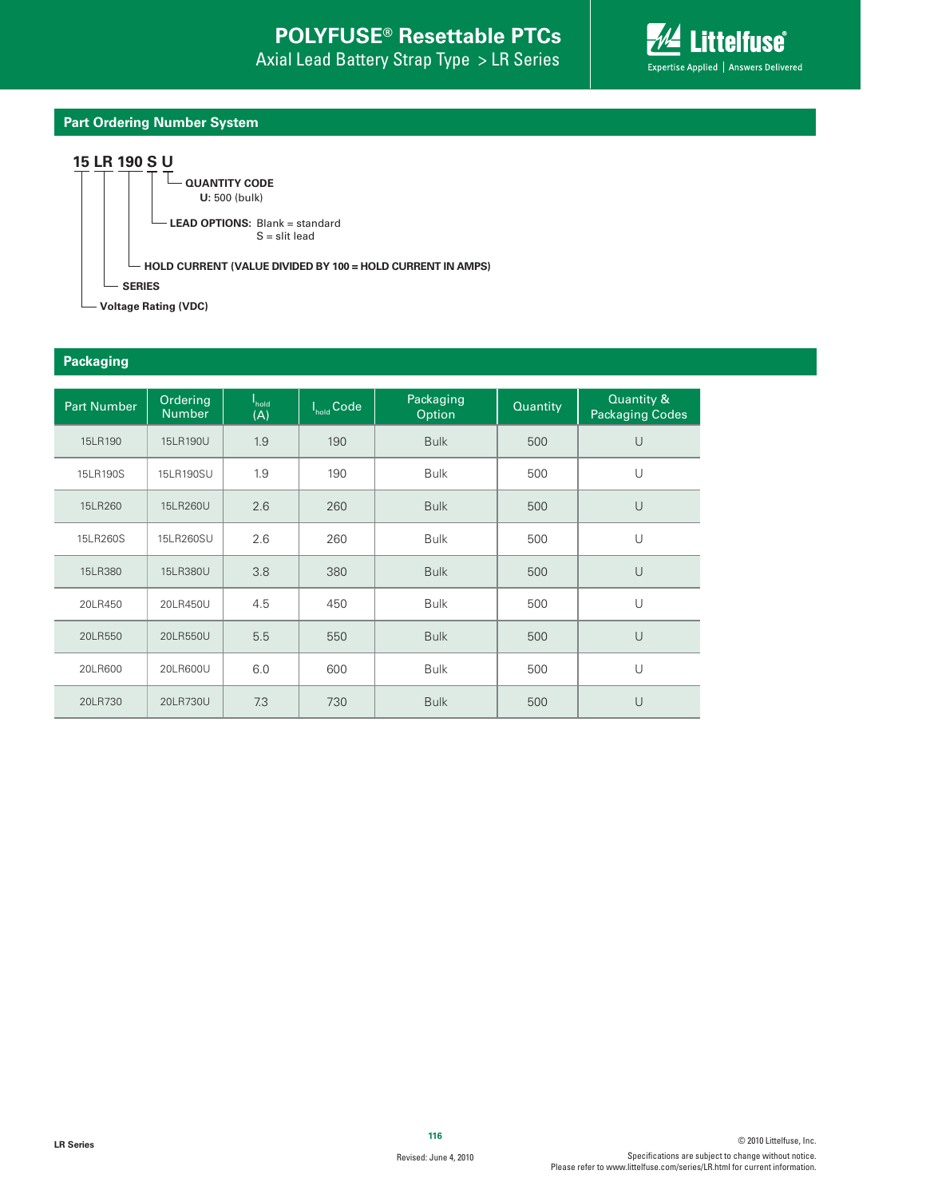## Part Ordering Number System

**15 LR 190 S U**

- **QUANTITY CODE**
  **U:** 500 (bulk)
- **LEAD OPTIONS:** Blank = standard
  S = slit lead
- **HOLD CURRENT (VALUE DIVIDED BY 100 = HOLD CURRENT IN AMPS)**
- **SERIES**
- **Voltage Rating (VDC)**

## Packaging

| Part Number | Ordering Number | $I_{hold}$ (A) | $I_{hold}$ Code | Packaging Option | Quantity | Quantity & Packaging Codes |
|---|---|---|---|---|---|---|
| 15LR190 | 15LR190U | 1.9 | 190 | Bulk | 500 | U |
| 15LR190S | 15LR190SU | 1.9 | 190 | Bulk | 500 | U |
| 15LR260 | 15LR260U | 2.6 | 260 | Bulk | 500 | U |
| 15LR260S | 15LR260SU | 2.6 | 260 | Bulk | 500 | U |
| 15LR380 | 15LR380U | 3.8 | 380 | Bulk | 500 | U |
| 20LR450 | 20LR450U | 4.5 | 450 | Bulk | 500 | U |
| 20LR550 | 20LR550U | 5.5 | 550 | Bulk | 500 | U |
| 20LR600 | 20LR600U | 6.0 | 600 | Bulk | 500 | U |
| 20LR730 | 20LR730U | 7.3 | 730 | Bulk | 500 | U |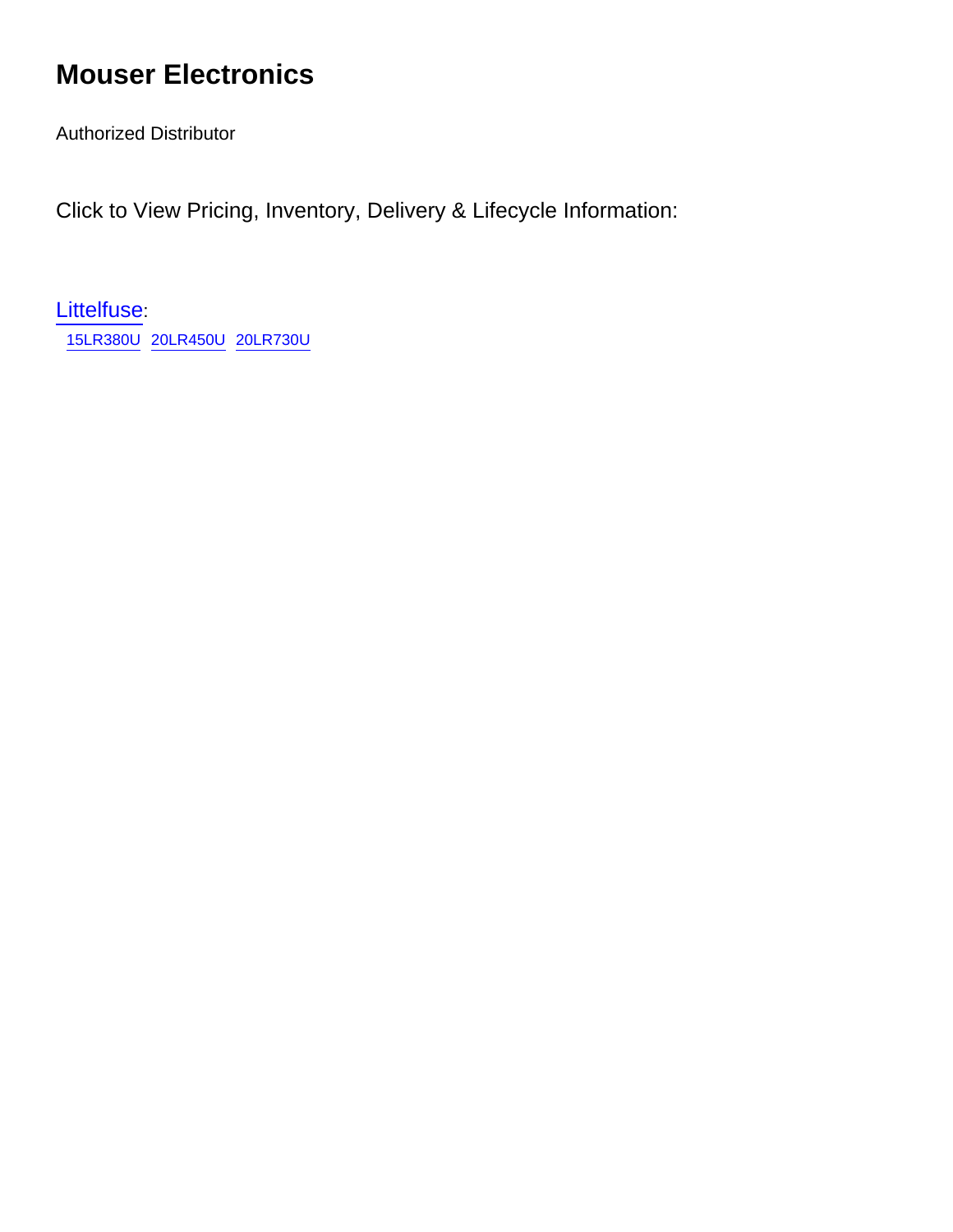# Mouser Electronics

Authorized Distributor

Click to View Pricing, Inventory, Delivery & Lifecycle Information:

Littelfuse:

15LR380U 20LR450U 20LR730U